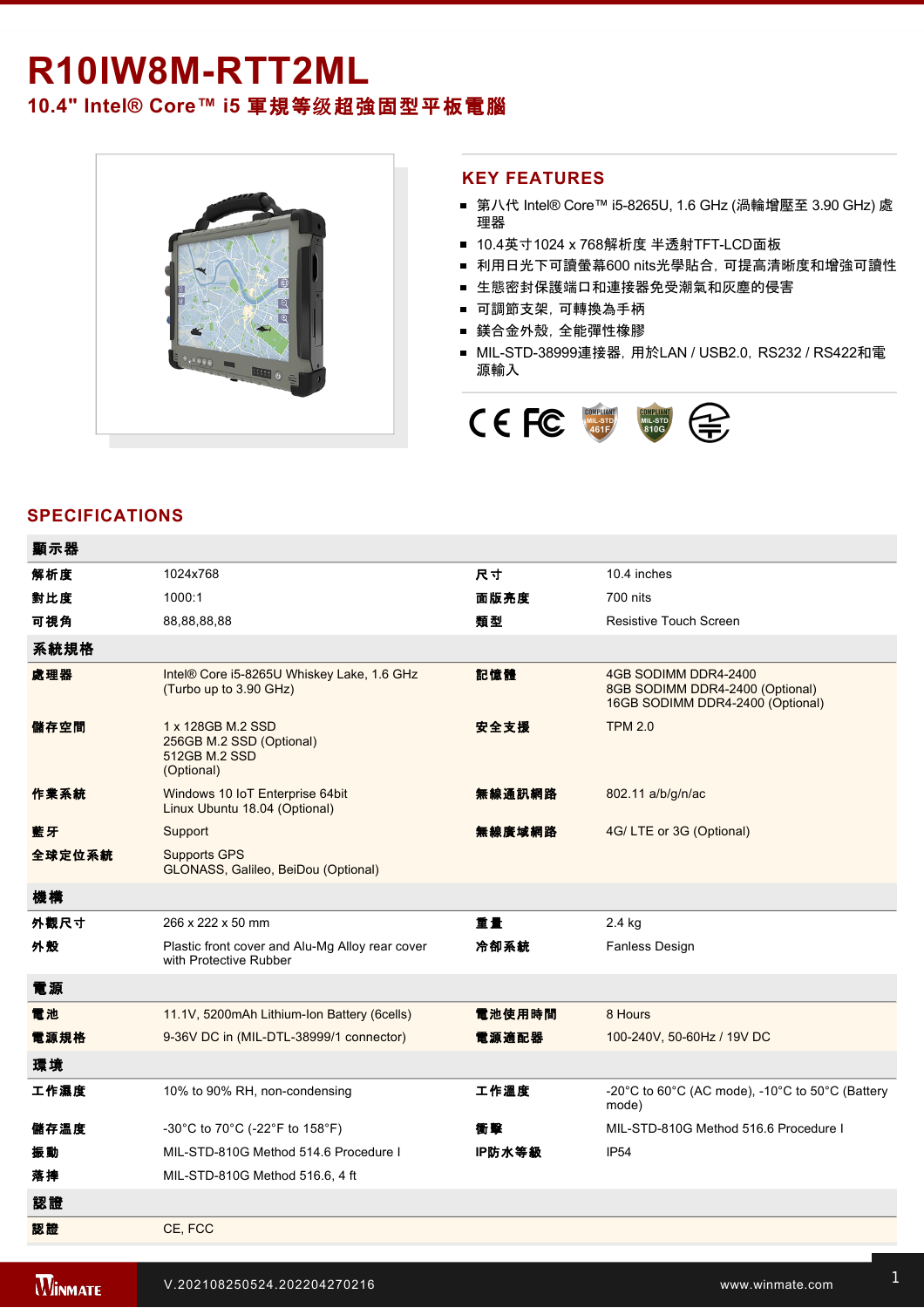# R10IW8M-RTT2ML

## 10.4" Intel® Core™ i5 軍規等级超強固型平板電腦

## KEY FEATURES

- 第八代 Intel® Core™ i5-8265U, 1.6 GHz (渦輪增壓至 3.90 GHz) 處理器
- 10.4英寸1024 x 768解析度 半透射TFT-LCD面板
- 利用日光下可讀螢幕600 nits光學貼合，可提高清晰度和增強可讀性
- 生態密封保護端口和連接器免受潮氣和灰塵的侵害
- 可調節支架，可轉換為手柄
- 鎂合金外殼，全能彈性橡膠
- MIL-STD-38999連接器，用於LAN / USB2.0，RS232 / RS422和電源輸入

## SPECIFICATIONS

| **顯示器** | | | |
|---|---|---|---|
| **解析度** | 1024x768 | **尺寸** | 10.4 inches |
| **對比度** | 1000:1 | **面版亮度** | 700 nits |
| **可視角** | 88,88,88,88 | **類型** | Resistive Touch Screen |
| **系統規格** | | | |
| **處理器** | Intel® Core i5-8265U Whiskey Lake, 1.6 GHz (Turbo up to 3.90 GHz) | **記憶體** | 4GB SODIMM DDR4-2400<br>8GB SODIMM DDR4-2400 (Optional)<br>16GB SODIMM DDR4-2400 (Optional) |
| **儲存空間** | 1 x 128GB M.2 SSD<br>256GB M.2 SSD (Optional)<br>512GB M.2 SSD (Optional) | **安全支援** | TPM 2.0 |
| **作業系統** | Windows 10 IoT Enterprise 64bit<br>Linux Ubuntu 18.04 (Optional) | **無線通訊網路** | 802.11 a/b/g/n/ac |
| **藍牙** | Support | **無線廣域網路** | 4G/ LTE or 3G (Optional) |
| **全球定位系統** | Supports GPS<br>GLONASS, Galileo, BeiDou (Optional) | | |
| **機構** | | | |
| **外觀尺寸** | 266 x 222 x 50 mm | **重量** | 2.4 kg |
| **外殼** | Plastic front cover and Alu-Mg Alloy rear cover with Protective Rubber | **冷卻系統** | Fanless Design |
| **電源** | | | |
| **電池** | 11.1V, 5200mAh Lithium-Ion Battery (6cells) | **電池使用時間** | 8 Hours |
| **電源規格** | 9-36V DC in (MIL-DTL-38999/1 connector) | **電源適配器** | 100-240V, 50-60Hz / 19V DC |
| **環境** | | | |
| **工作濕度** | 10% to 90% RH, non-condensing | **工作溫度** | -20°C to 60°C (AC mode), -10°C to 50°C (Battery mode) |
| **儲存溫度** | -30°C to 70°C (-22°F to 158°F) | **衝擊** | MIL-STD-810G Method 516.6 Procedure I |
| **振動** | MIL-STD-810G Method 514.6 Procedure I | **IP防水等級** | IP54 |
| **落摔** | MIL-STD-810G Method 516.6, 4 ft | | |
| **認證** | | | |
| **認證** | CE, FCC | | |

V.202108250524.202204270216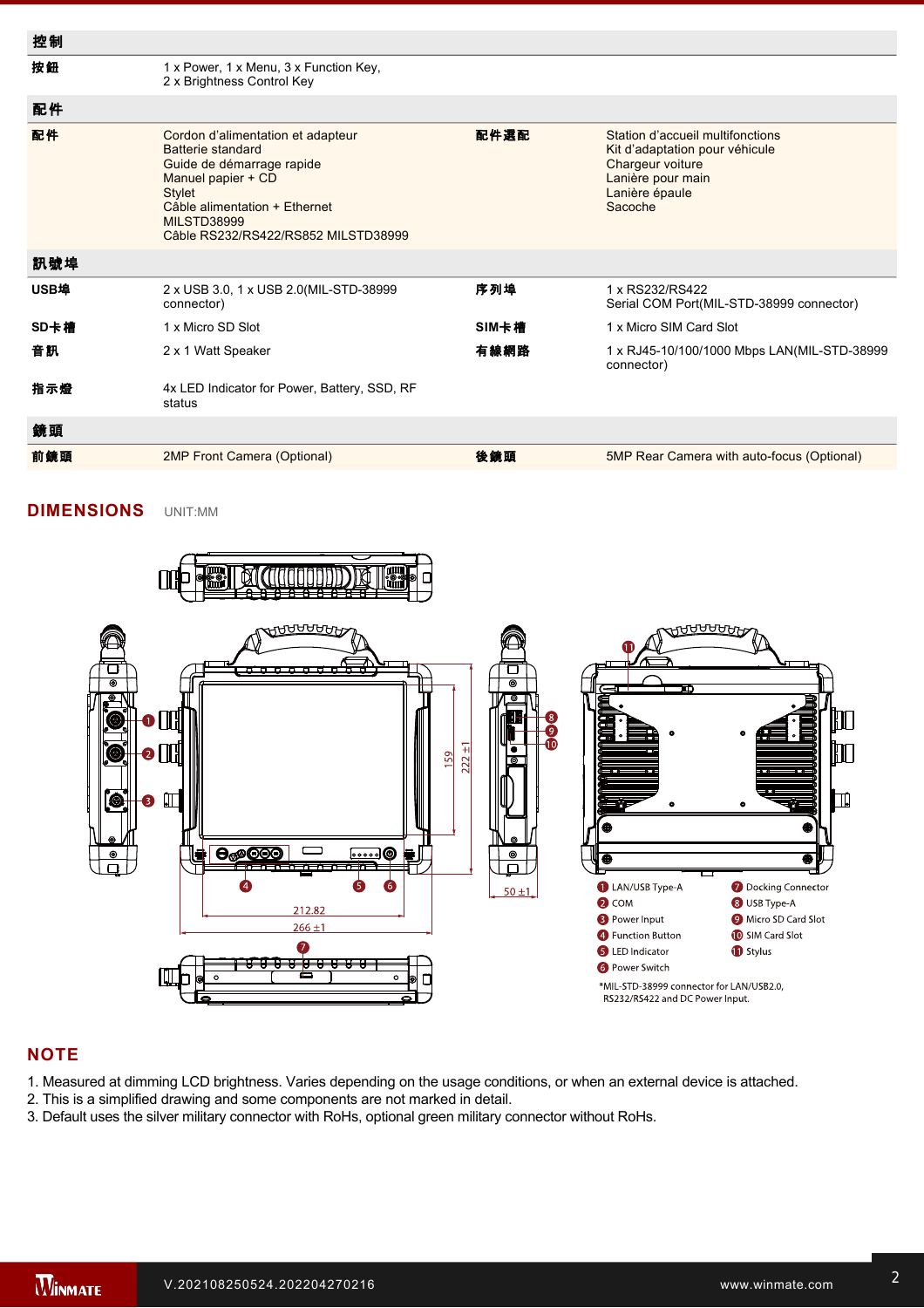## 控制

| | | | |
|---|---|---|---|
| 按鈕 | 1 x Power, 1 x Menu, 3 x Function Key,<br>2 x Brightness Control Key | | |

## 配件

| | | | |
|---|---|---|---|
| 配件 | Cordon d'alimentation et adapteur<br>Batterie standard<br>Guide de démarrage rapide<br>Manuel papier + CD<br>Stylet<br>Câble alimentation + Ethernet<br>MILSTD38999<br>Câble RS232/RS422/RS852 MILSTD38999 | 配件選配 | Station d'accueil multifonctions<br>Kit d'adaptation pour véhicule<br>Chargeur voiture<br>Lanière pour main<br>Lanière épaule<br>Sacoche |

## 訊號埠

| | | | |
|---|---|---|---|
| USB埠 | 2 x USB 3.0, 1 x USB 2.0(MIL-STD-38999 connector) | 序列埠 | 1 x RS232/RS422<br>Serial COM Port(MIL-STD-38999 connector) |
| SD卡槽 | 1 x Micro SD Slot | SIM卡槽 | 1 x Micro SIM Card Slot |
| 音訊 | 2 x 1 Watt Speaker | 有線網路 | 1 x RJ45-10/100/1000 Mbps LAN(MIL-STD-38999 connector) |
| 指示燈 | 4x LED Indicator for Power, Battery, SSD, RF status | | |

## 鏡頭

| | | | |
|---|---|---|---|
| 前鏡頭 | 2MP Front Camera (Optional) | 後鏡頭 | 5MP Rear Camera with auto-focus (Optional) |

## DIMENSIONS UNIT:MM

159
222 ±1
212.82
266 ±1
50 ±1

1 LAN/USB Type-A
2 COM
3 Power Input
4 Function Button
5 LED Indicator
6 Power Switch
7 Docking Connector
8 USB Type-A
9 Micro SD Card Slot
10 SIM Card Slot
11 Stylus

*MIL-STD-38999 connector for LAN/USB2.0, RS232/RS422 and DC Power Input.

## NOTE

1. Measured at dimming LCD brightness. Varies depending on the usage conditions, or when an external device is attached.
2. This is a simplified drawing and some components are not marked in detail.
3. Default uses the silver military connector with RoHs, optional green military connector without RoHs.

V.202108250524.202204270216 www.winmate.com